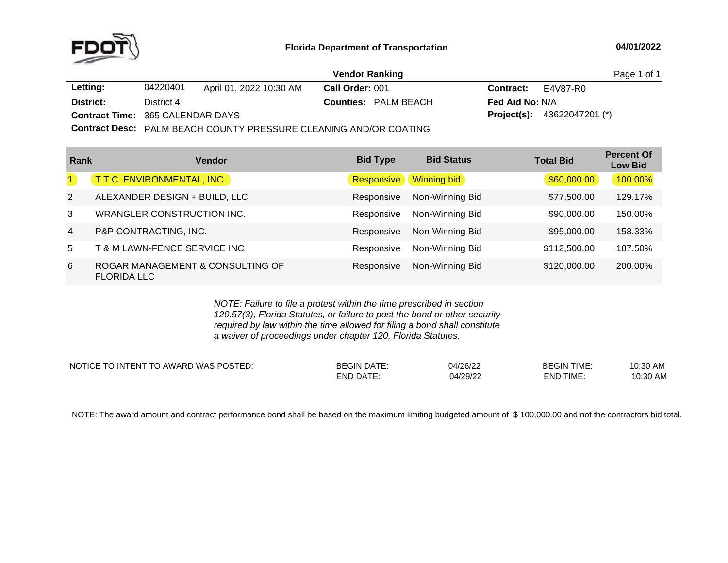Florida Department of Transportation

04/01/2022

## Vendor Ranking

| | | | | |
|---|---|---|---|---|
| **Letting:** | 04220401 April 01, 2022 10:30 AM | **Call Order:** 001 | **Contract:** | E4V87-R0 |
| **District:** | District 4 | **Counties:** PALM BEACH | **Fed Aid No:** | N/A |
| **Contract Time:** | 365 CALENDAR DAYS | | **Project(s):** | 43622047201 (*) |
| **Contract Desc:** | PALM BEACH COUNTY PRESSURE CLEANING AND/OR COATING | | | |

| Rank | Vendor | Bid Type | Bid Status | Total Bid | Percent Of Low Bid |
|---|---|---|---|---|---|
| 1 | T.T.C. ENVIRONMENTAL, INC. | Responsive | Winning bid | $60,000.00 | 100.00% |
| 2 | ALEXANDER DESIGN + BUILD, LLC | Responsive | Non-Winning Bid | $77,500.00 | 129.17% |
| 3 | WRANGLER CONSTRUCTION INC. | Responsive | Non-Winning Bid | $90,000.00 | 150.00% |
| 4 | P&P CONTRACTING, INC. | Responsive | Non-Winning Bid | $95,000.00 | 158.33% |
| 5 | T & M LAWN-FENCE SERVICE INC | Responsive | Non-Winning Bid | $112,500.00 | 187.50% |
| 6 | ROGAR MANAGEMENT & CONSULTING OF FLORIDA LLC | Responsive | Non-Winning Bid | $120,000.00 | 200.00% |

*NOTE: Failure to file a protest within the time prescribed in section 120.57(3), Florida Statutes, or failure to post the bond or other security required by law within the time allowed for filing a bond shall constitute a waiver of proceedings under chapter 120, Florida Statutes.*

| NOTICE TO INTENT TO AWARD WAS POSTED: | | | | |
|---|---|---|---|---|
| | BEGIN DATE: | 04/26/22 | BEGIN TIME: | 10:30 AM |
| | END DATE: | 04/29/22 | END TIME: | 10:30 AM |

NOTE: The award amount and contract performance bond shall be based on the maximum limiting budgeted amount of $ 100,000.00 and not the contractors bid total.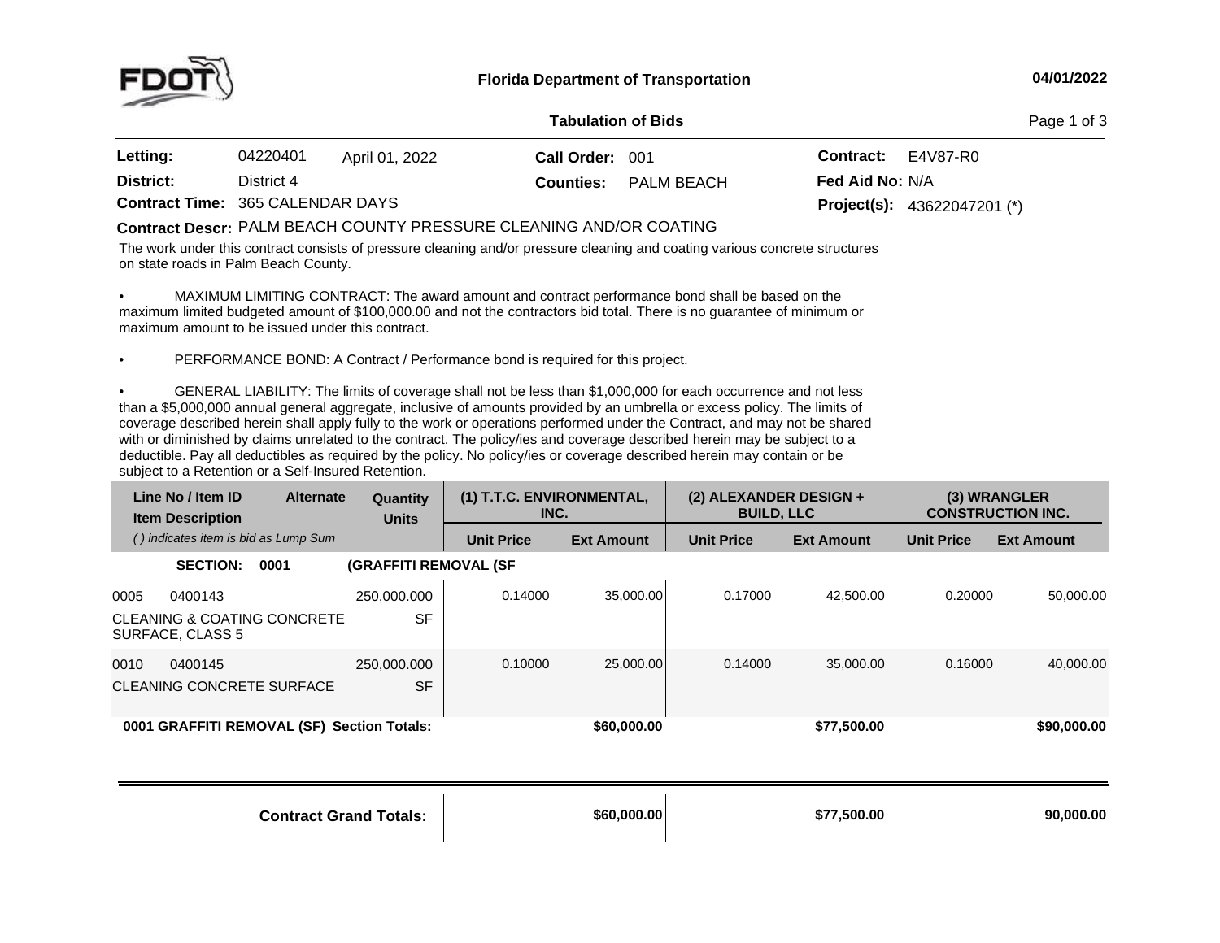# Florida Department of Transportation

**04/01/2022**

## Tabulation of Bids

| | | | | | |
|---|---|---|---|---|---|
| **Letting:** | 04220401 April 01, 2022 | **Call Order:** | 001 | **Contract:** | E4V87-R0 |
| **District:** | District 4 | **Counties:** | PALM BEACH | **Fed Aid No:** | N/A |
| **Contract Time:** | 365 CALENDAR DAYS | | | **Project(s):** | 43622047201 (*) |

**Contract Descr:** PALM BEACH COUNTY PRESSURE CLEANING AND/OR COATING

The work under this contract consists of pressure cleaning and/or pressure cleaning and coating various concrete structures on state roads in Palm Beach County.

- MAXIMUM LIMITING CONTRACT: The award amount and contract performance bond shall be based on the maximum limited budgeted amount of $100,000.00 and not the contractors bid total. There is no guarantee of minimum or maximum amount to be issued under this contract.

- PERFORMANCE BOND: A Contract / Performance bond is required for this project.

- GENERAL LIABILITY: The limits of coverage shall not be less than $1,000,000 for each occurrence and not less than a $5,000,000 annual general aggregate, inclusive of amounts provided by an umbrella or excess policy. The limits of coverage described herein shall apply fully to the work or operations performed under the Contract, and may not be shared with or diminished by claims unrelated to the contract. The policy/ies and coverage described herein may be subject to a deductible. Pay all deductibles as required by the policy. No policy/ies or coverage described herein may contain or be subject to a Retention or a Self-Insured Retention.

| Line No / Item ID / Item Description | Alternate | Quantity / Units | (1) T.T.C. ENVIRONMENTAL, INC. | | (2) ALEXANDER DESIGN + BUILD, LLC | | (3) WRANGLER CONSTRUCTION INC. | |
|---|---|---|---|---|---|---|---|---|
| *( ) indicates item is bid as Lump Sum* | | | Unit Price | Ext Amount | Unit Price | Ext Amount | Unit Price | Ext Amount |
| **SECTION: 0001 (GRAFFITI REMOVAL (SF** | | | | | | | | |
| 0005 0400143 CLEANING & COATING CONCRETE SURFACE, CLASS 5 | | 250,000.000 SF | 0.14000 | 35,000.00 | 0.17000 | 42,500.00 | 0.20000 | 50,000.00 |
| 0010 0400145 CLEANING CONCRETE SURFACE | | 250,000.000 SF | 0.10000 | 25,000.00 | 0.14000 | 35,000.00 | 0.16000 | 40,000.00 |
| **0001 GRAFFITI REMOVAL (SF) Section Totals:** | | | | **$60,000.00** | | **$77,500.00** | | **$90,000.00** |
| **Contract Grand Totals:** | | | | **$60,000.00** | | **$77,500.00** | | **90,000.00** |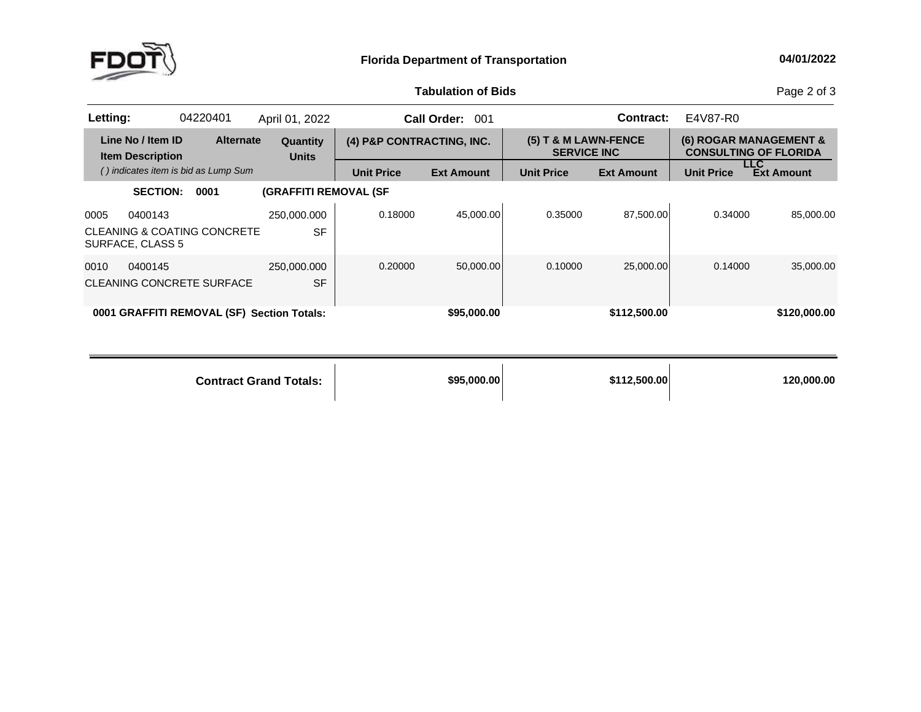**Florida Department of Transportation**

04/01/2022

**Tabulation of Bids**

**Letting:** 04220401 April 01, 2022 **Call Order:** 001 **Contract:** E4V87-R0

| Line No / Item ID / Item Description | Alternate | Quantity / Units | (4) P&P CONTRACTING, INC. | | (5) T & M LAWN-FENCE SERVICE INC | | (6) ROGAR MANAGEMENT & CONSULTING OF FLORIDA LLC | |
|---|---|---|---|---|---|---|---|---|
| *( ) indicates item is bid as Lump Sum* | | | Unit Price | Ext Amount | Unit Price | Ext Amount | Unit Price | Ext Amount |
| **SECTION: 0001** | | **(GRAFFITI REMOVAL (SF** | | | | | | |
| 0005 0400143 CLEANING & COATING CONCRETE SURFACE, CLASS 5 | | 250,000.000 SF | 0.18000 | 45,000.00 | 0.35000 | 87,500.00 | 0.34000 | 85,000.00 |
| 0010 0400145 CLEANING CONCRETE SURFACE | | 250,000.000 SF | 0.20000 | 50,000.00 | 0.10000 | 25,000.00 | 0.14000 | 35,000.00 |
| **0001 GRAFFITI REMOVAL (SF) Section Totals:** | | | | **$95,000.00** | | **$112,500.00** | | **$120,000.00** |
| **Contract Grand Totals:** | | | | **$95,000.00** | | **$112,500.00** | | **120,000.00** |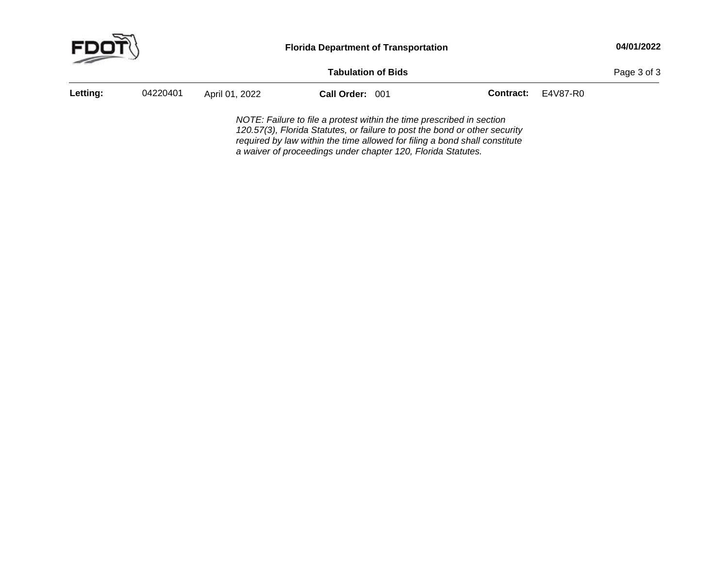**Letting:** 04220401 April 01, 2022 **Call Order:** 001 **Contract:** E4V87-R0

*NOTE: Failure to file a protest within the time prescribed in section 120.57(3), Florida Statutes, or failure to post the bond or other security required by law within the time allowed for filing a bond shall constitute a waiver of proceedings under chapter 120, Florida Statutes.*